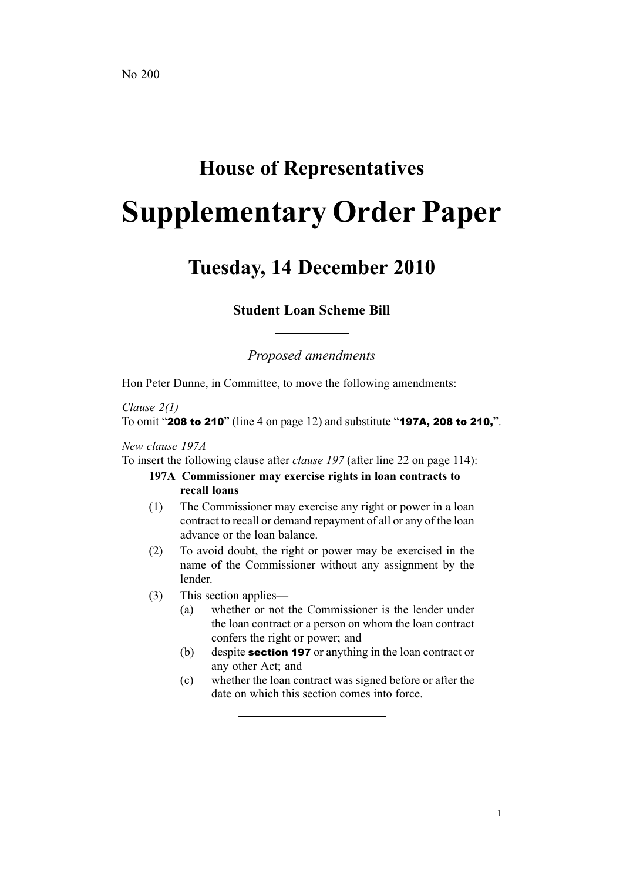No 200

# House of Representatives

# Supplementary Order Paper

## Tuesday, 14 December 2010

### Student Loan Scheme Bill

*Proposed amendments*

Hon Peter Dunne, in Committee, to move the following amendments:

*Clause 2(1)*
To omit "**208 to 210**" (line 4 on page 12) and substitute "**197A, 208 to 210,**".

*New clause 197A*
To insert the following clause after *clause 197* (after line 22 on page 114):

**197A Commissioner may exercise rights in loan contracts to recall loans**

(1) The Commissioner may exercise any right or power in a loan contract to recall or demand repayment of all or any of the loan advance or the loan balance.

(2) To avoid doubt, the right or power may be exercised in the name of the Commissioner without any assignment by the lender.

(3) This section applies—

  (a) whether or not the Commissioner is the lender under the loan contract or a person on whom the loan contract confers the right or power; and

  (b) despite **section 197** or anything in the loan contract or any other Act; and

  (c) whether the loan contract was signed before or after the date on which this section comes into force.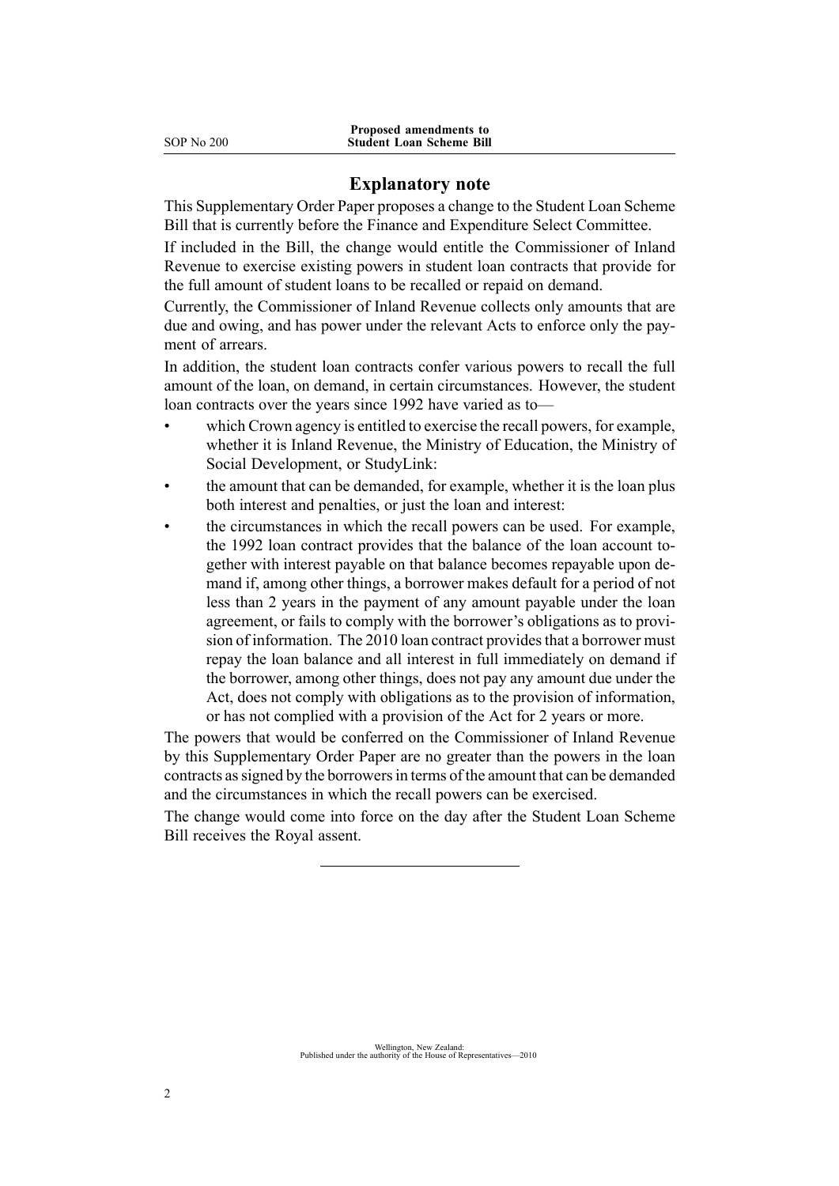## Explanatory note

This Supplementary Order Paper proposes a change to the Student Loan Scheme Bill that is currently before the Finance and Expenditure Select Committee.

If included in the Bill, the change would entitle the Commissioner of Inland Revenue to exercise existing powers in student loan contracts that provide for the full amount of student loans to be recalled or repaid on demand.

Currently, the Commissioner of Inland Revenue collects only amounts that are due and owing, and has power under the relevant Acts to enforce only the payment of arrears.

In addition, the student loan contracts confer various powers to recall the full amount of the loan, on demand, in certain circumstances. However, the student loan contracts over the years since 1992 have varied as to—

- which Crown agency is entitled to exercise the recall powers, for example, whether it is Inland Revenue, the Ministry of Education, the Ministry of Social Development, or StudyLink:
- the amount that can be demanded, for example, whether it is the loan plus both interest and penalties, or just the loan and interest:
- the circumstances in which the recall powers can be used. For example, the 1992 loan contract provides that the balance of the loan account together with interest payable on that balance becomes repayable upon demand if, among other things, a borrower makes default for a period of not less than 2 years in the payment of any amount payable under the loan agreement, or fails to comply with the borrower's obligations as to provision of information. The 2010 loan contract provides that a borrower must repay the loan balance and all interest in full immediately on demand if the borrower, among other things, does not pay any amount due under the Act, does not comply with obligations as to the provision of information, or has not complied with a provision of the Act for 2 years or more.

The powers that would be conferred on the Commissioner of Inland Revenue by this Supplementary Order Paper are no greater than the powers in the loan contracts as signed by the borrowers in terms of the amount that can be demanded and the circumstances in which the recall powers can be exercised.

The change would come into force on the day after the Student Loan Scheme Bill receives the Royal assent.

Wellington, New Zealand:
Published under the authority of the House of Representatives—2010